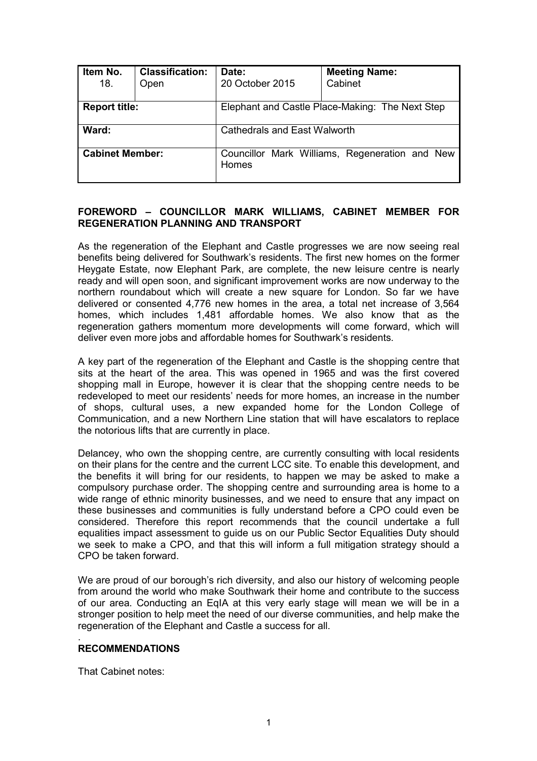| Item No. 18. | Classification: Open | Date: 20 October 2015 | Meeting Name: Cabinet |
|---|---|---|---|
| **Report title:** | | Elephant and Castle Place-Making: The Next Step | |
| **Ward:** | | Cathedrals and East Walworth | |
| **Cabinet Member:** | | Councillor Mark Williams, Regeneration and New Homes | |

**FOREWORD – COUNCILLOR MARK WILLIAMS, CABINET MEMBER FOR REGENERATION PLANNING AND TRANSPORT**

As the regeneration of the Elephant and Castle progresses we are now seeing real benefits being delivered for Southwark's residents. The first new homes on the former Heygate Estate, now Elephant Park, are complete, the new leisure centre is nearly ready and will open soon, and significant improvement works are now underway to the northern roundabout which will create a new square for London. So far we have delivered or consented 4,776 new homes in the area, a total net increase of 3,564 homes, which includes 1,481 affordable homes. We also know that as the regeneration gathers momentum more developments will come forward, which will deliver even more jobs and affordable homes for Southwark's residents.

A key part of the regeneration of the Elephant and Castle is the shopping centre that sits at the heart of the area. This was opened in 1965 and was the first covered shopping mall in Europe, however it is clear that the shopping centre needs to be redeveloped to meet our residents' needs for more homes, an increase in the number of shops, cultural uses, a new expanded home for the London College of Communication, and a new Northern Line station that will have escalators to replace the notorious lifts that are currently in place.

Delancey, who own the shopping centre, are currently consulting with local residents on their plans for the centre and the current LCC site. To enable this development, and the benefits it will bring for our residents, to happen we may be asked to make a compulsory purchase order. The shopping centre and surrounding area is home to a wide range of ethnic minority businesses, and we need to ensure that any impact on these businesses and communities is fully understand before a CPO could even be considered. Therefore this report recommends that the council undertake a full equalities impact assessment to guide us on our Public Sector Equalities Duty should we seek to make a CPO, and that this will inform a full mitigation strategy should a CPO be taken forward.

We are proud of our borough's rich diversity, and also our history of welcoming people from around the world who make Southwark their home and contribute to the success of our area. Conducting an EqIA at this very early stage will mean we will be in a stronger position to help meet the need of our diverse communities, and help make the regeneration of the Elephant and Castle a success for all.

.

**RECOMMENDATIONS**

That Cabinet notes: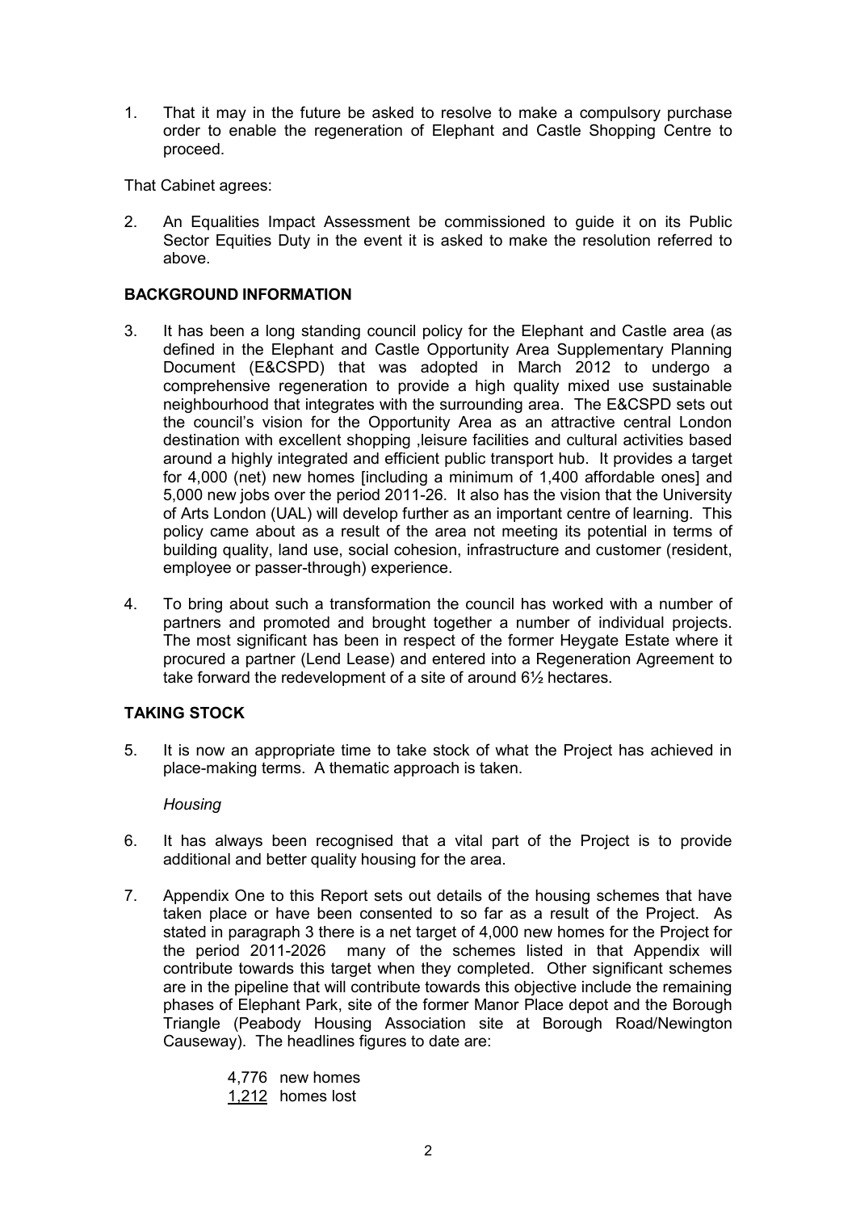1. That it may in the future be asked to resolve to make a compulsory purchase order to enable the regeneration of Elephant and Castle Shopping Centre to proceed.

That Cabinet agrees:

2. An Equalities Impact Assessment be commissioned to guide it on its Public Sector Equities Duty in the event it is asked to make the resolution referred to above.

## BACKGROUND INFORMATION

3. It has been a long standing council policy for the Elephant and Castle area (as defined in the Elephant and Castle Opportunity Area Supplementary Planning Document (E&CSPD) that was adopted in March 2012 to undergo a comprehensive regeneration to provide a high quality mixed use sustainable neighbourhood that integrates with the surrounding area. The E&CSPD sets out the council's vision for the Opportunity Area as an attractive central London destination with excellent shopping ,leisure facilities and cultural activities based around a highly integrated and efficient public transport hub. It provides a target for 4,000 (net) new homes [including a minimum of 1,400 affordable ones] and 5,000 new jobs over the period 2011-26. It also has the vision that the University of Arts London (UAL) will develop further as an important centre of learning. This policy came about as a result of the area not meeting its potential in terms of building quality, land use, social cohesion, infrastructure and customer (resident, employee or passer-through) experience.

4. To bring about such a transformation the council has worked with a number of partners and promoted and brought together a number of individual projects. The most significant has been in respect of the former Heygate Estate where it procured a partner (Lend Lease) and entered into a Regeneration Agreement to take forward the redevelopment of a site of around 6½ hectares.

## TAKING STOCK

5. It is now an appropriate time to take stock of what the Project has achieved in place-making terms. A thematic approach is taken.

*Housing*

6. It has always been recognised that a vital part of the Project is to provide additional and better quality housing for the area.

7. Appendix One to this Report sets out details of the housing schemes that have taken place or have been consented to so far as a result of the Project. As stated in paragraph 3 there is a net target of 4,000 new homes for the Project for the period 2011-2026 many of the schemes listed in that Appendix will contribute towards this target when they completed. Other significant schemes are in the pipeline that will contribute towards this objective include the remaining phases of Elephant Park, site of the former Manor Place depot and the Borough Triangle (Peabody Housing Association site at Borough Road/Newington Causeway). The headlines figures to date are:

   4,776 new homes
   1,212 homes lost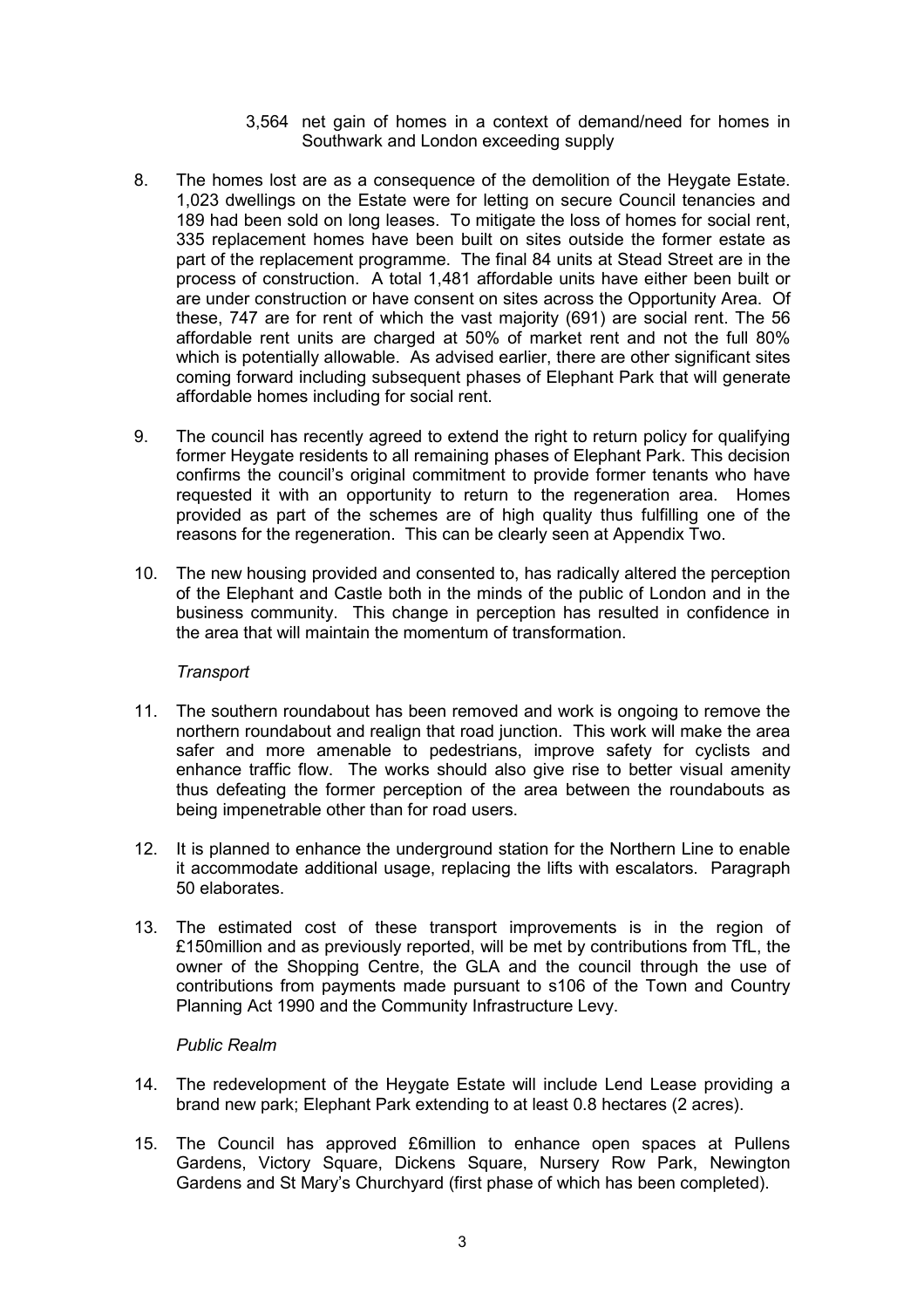3,564 net gain of homes in a context of demand/need for homes in Southwark and London exceeding supply

8. The homes lost are as a consequence of the demolition of the Heygate Estate. 1,023 dwellings on the Estate were for letting on secure Council tenancies and 189 had been sold on long leases. To mitigate the loss of homes for social rent, 335 replacement homes have been built on sites outside the former estate as part of the replacement programme. The final 84 units at Stead Street are in the process of construction. A total 1,481 affordable units have either been built or are under construction or have consent on sites across the Opportunity Area. Of these, 747 are for rent of which the vast majority (691) are social rent. The 56 affordable rent units are charged at 50% of market rent and not the full 80% which is potentially allowable. As advised earlier, there are other significant sites coming forward including subsequent phases of Elephant Park that will generate affordable homes including for social rent.

9. The council has recently agreed to extend the right to return policy for qualifying former Heygate residents to all remaining phases of Elephant Park. This decision confirms the council's original commitment to provide former tenants who have requested it with an opportunity to return to the regeneration area. Homes provided as part of the schemes are of high quality thus fulfilling one of the reasons for the regeneration. This can be clearly seen at Appendix Two.

10. The new housing provided and consented to, has radically altered the perception of the Elephant and Castle both in the minds of the public of London and in the business community. This change in perception has resulted in confidence in the area that will maintain the momentum of transformation.

*Transport*

11. The southern roundabout has been removed and work is ongoing to remove the northern roundabout and realign that road junction. This work will make the area safer and more amenable to pedestrians, improve safety for cyclists and enhance traffic flow. The works should also give rise to better visual amenity thus defeating the former perception of the area between the roundabouts as being impenetrable other than for road users.

12. It is planned to enhance the underground station for the Northern Line to enable it accommodate additional usage, replacing the lifts with escalators. Paragraph 50 elaborates.

13. The estimated cost of these transport improvements is in the region of £150million and as previously reported, will be met by contributions from TfL, the owner of the Shopping Centre, the GLA and the council through the use of contributions from payments made pursuant to s106 of the Town and Country Planning Act 1990 and the Community Infrastructure Levy.

*Public Realm*

14. The redevelopment of the Heygate Estate will include Lend Lease providing a brand new park; Elephant Park extending to at least 0.8 hectares (2 acres).

15. The Council has approved £6million to enhance open spaces at Pullens Gardens, Victory Square, Dickens Square, Nursery Row Park, Newington Gardens and St Mary's Churchyard (first phase of which has been completed).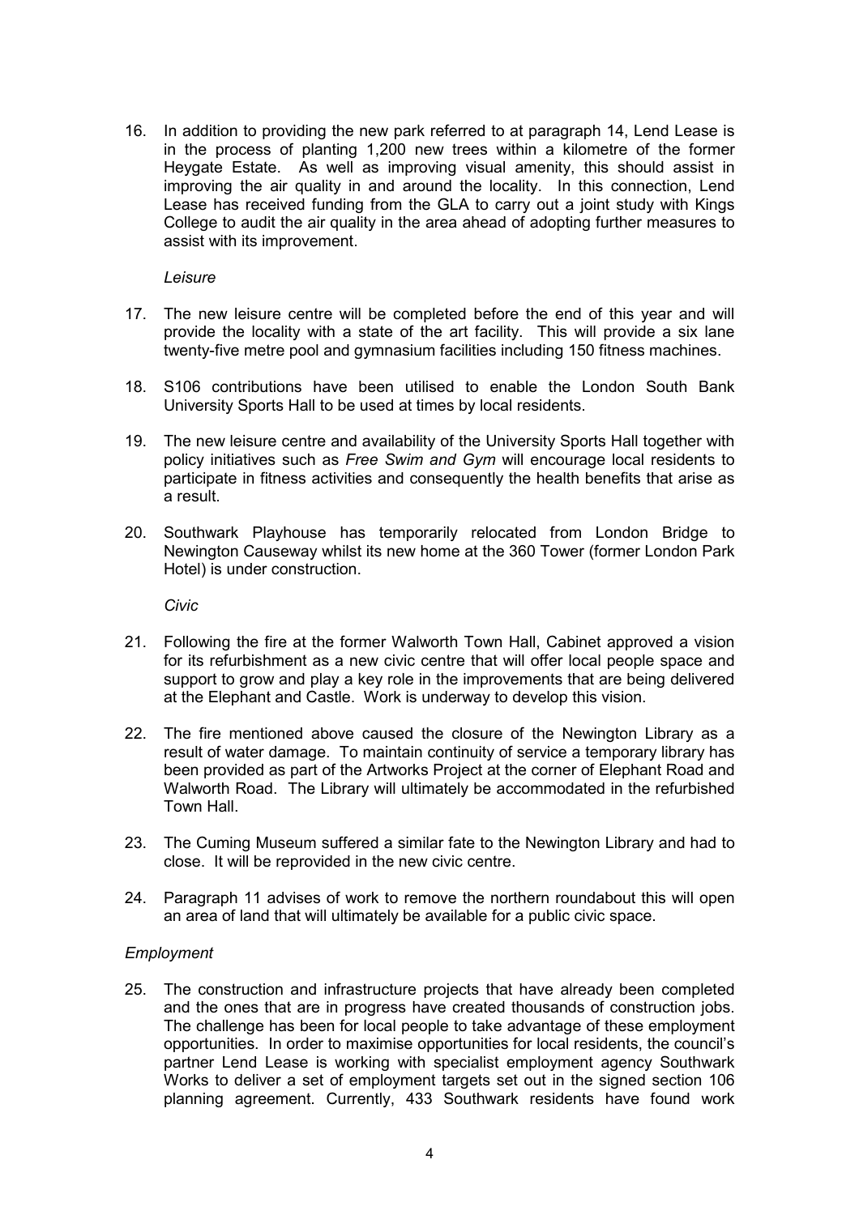16. In addition to providing the new park referred to at paragraph 14, Lend Lease is in the process of planting 1,200 new trees within a kilometre of the former Heygate Estate. As well as improving visual amenity, this should assist in improving the air quality in and around the locality. In this connection, Lend Lease has received funding from the GLA to carry out a joint study with Kings College to audit the air quality in the area ahead of adopting further measures to assist with its improvement.

*Leisure*

17. The new leisure centre will be completed before the end of this year and will provide the locality with a state of the art facility. This will provide a six lane twenty-five metre pool and gymnasium facilities including 150 fitness machines.

18. S106 contributions have been utilised to enable the London South Bank University Sports Hall to be used at times by local residents.

19. The new leisure centre and availability of the University Sports Hall together with policy initiatives such as *Free Swim and Gym* will encourage local residents to participate in fitness activities and consequently the health benefits that arise as a result.

20. Southwark Playhouse has temporarily relocated from London Bridge to Newington Causeway whilst its new home at the 360 Tower (former London Park Hotel) is under construction.

*Civic*

21. Following the fire at the former Walworth Town Hall, Cabinet approved a vision for its refurbishment as a new civic centre that will offer local people space and support to grow and play a key role in the improvements that are being delivered at the Elephant and Castle. Work is underway to develop this vision.

22. The fire mentioned above caused the closure of the Newington Library as a result of water damage. To maintain continuity of service a temporary library has been provided as part of the Artworks Project at the corner of Elephant Road and Walworth Road. The Library will ultimately be accommodated in the refurbished Town Hall.

23. The Cuming Museum suffered a similar fate to the Newington Library and had to close. It will be reprovided in the new civic centre.

24. Paragraph 11 advises of work to remove the northern roundabout this will open an area of land that will ultimately be available for a public civic space.

*Employment*

25. The construction and infrastructure projects that have already been completed and the ones that are in progress have created thousands of construction jobs. The challenge has been for local people to take advantage of these employment opportunities. In order to maximise opportunities for local residents, the council's partner Lend Lease is working with specialist employment agency Southwark Works to deliver a set of employment targets set out in the signed section 106 planning agreement. Currently, 433 Southwark residents have found work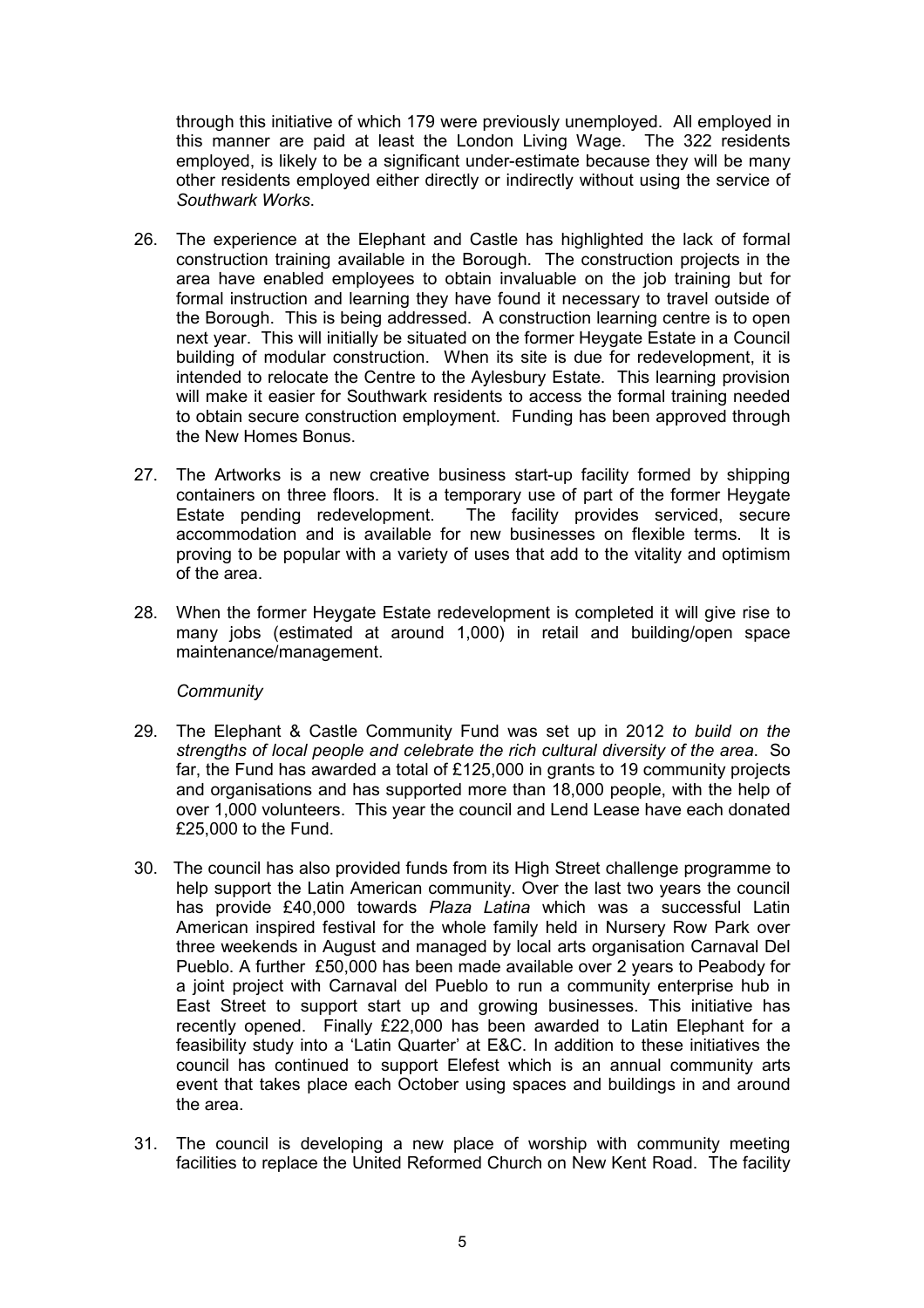through this initiative of which 179 were previously unemployed. All employed in this manner are paid at least the London Living Wage. The 322 residents employed, is likely to be a significant under-estimate because they will be many other residents employed either directly or indirectly without using the service of *Southwark Works*.

26. The experience at the Elephant and Castle has highlighted the lack of formal construction training available in the Borough. The construction projects in the area have enabled employees to obtain invaluable on the job training but for formal instruction and learning they have found it necessary to travel outside of the Borough. This is being addressed. A construction learning centre is to open next year. This will initially be situated on the former Heygate Estate in a Council building of modular construction. When its site is due for redevelopment, it is intended to relocate the Centre to the Aylesbury Estate. This learning provision will make it easier for Southwark residents to access the formal training needed to obtain secure construction employment. Funding has been approved through the New Homes Bonus.

27. The Artworks is a new creative business start-up facility formed by shipping containers on three floors. It is a temporary use of part of the former Heygate Estate pending redevelopment. The facility provides serviced, secure accommodation and is available for new businesses on flexible terms. It is proving to be popular with a variety of uses that add to the vitality and optimism of the area.

28. When the former Heygate Estate redevelopment is completed it will give rise to many jobs (estimated at around 1,000) in retail and building/open space maintenance/management.

*Community*

29. The Elephant & Castle Community Fund was set up in 2012 *to build on the strengths of local people and celebrate the rich cultural diversity of the area*. So far, the Fund has awarded a total of £125,000 in grants to 19 community projects and organisations and has supported more than 18,000 people, with the help of over 1,000 volunteers. This year the council and Lend Lease have each donated £25,000 to the Fund.

30. The council has also provided funds from its High Street challenge programme to help support the Latin American community. Over the last two years the council has provide £40,000 towards *Plaza Latina* which was a successful Latin American inspired festival for the whole family held in Nursery Row Park over three weekends in August and managed by local arts organisation Carnaval Del Pueblo. A further £50,000 has been made available over 2 years to Peabody for a joint project with Carnaval del Pueblo to run a community enterprise hub in East Street to support start up and growing businesses. This initiative has recently opened. Finally £22,000 has been awarded to Latin Elephant for a feasibility study into a 'Latin Quarter' at E&C. In addition to these initiatives the council has continued to support Elefest which is an annual community arts event that takes place each October using spaces and buildings in and around the area.

31. The council is developing a new place of worship with community meeting facilities to replace the United Reformed Church on New Kent Road. The facility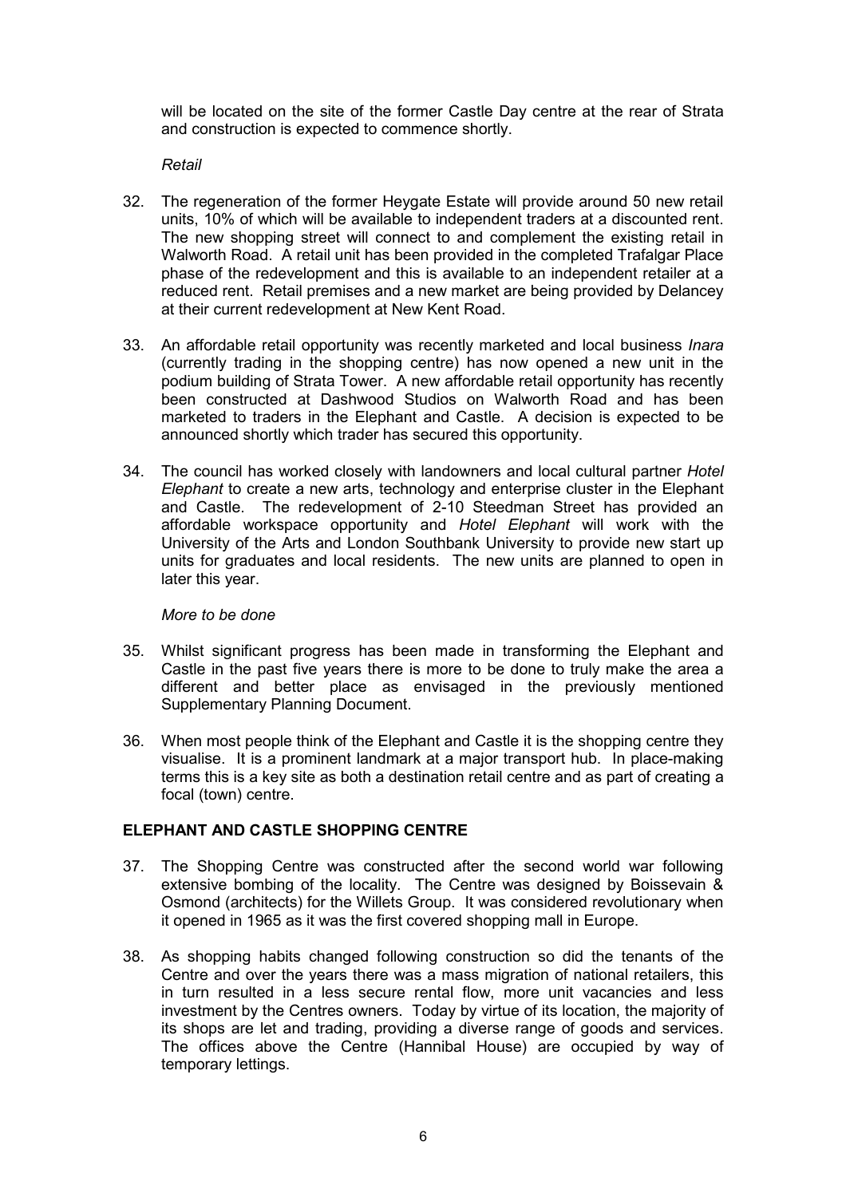will be located on the site of the former Castle Day centre at the rear of Strata and construction is expected to commence shortly.

*Retail*

32. The regeneration of the former Heygate Estate will provide around 50 new retail units, 10% of which will be available to independent traders at a discounted rent. The new shopping street will connect to and complement the existing retail in Walworth Road. A retail unit has been provided in the completed Trafalgar Place phase of the redevelopment and this is available to an independent retailer at a reduced rent. Retail premises and a new market are being provided by Delancey at their current redevelopment at New Kent Road.

33. An affordable retail opportunity was recently marketed and local business *Inara* (currently trading in the shopping centre) has now opened a new unit in the podium building of Strata Tower. A new affordable retail opportunity has recently been constructed at Dashwood Studios on Walworth Road and has been marketed to traders in the Elephant and Castle. A decision is expected to be announced shortly which trader has secured this opportunity.

34. The council has worked closely with landowners and local cultural partner *Hotel Elephant* to create a new arts, technology and enterprise cluster in the Elephant and Castle. The redevelopment of 2-10 Steedman Street has provided an affordable workspace opportunity and *Hotel Elephant* will work with the University of the Arts and London Southbank University to provide new start up units for graduates and local residents. The new units are planned to open in later this year.

*More to be done*

35. Whilst significant progress has been made in transforming the Elephant and Castle in the past five years there is more to be done to truly make the area a different and better place as envisaged in the previously mentioned Supplementary Planning Document.

36. When most people think of the Elephant and Castle it is the shopping centre they visualise. It is a prominent landmark at a major transport hub. In place-making terms this is a key site as both a destination retail centre and as part of creating a focal (town) centre.

## ELEPHANT AND CASTLE SHOPPING CENTRE

37. The Shopping Centre was constructed after the second world war following extensive bombing of the locality. The Centre was designed by Boissevain & Osmond (architects) for the Willets Group. It was considered revolutionary when it opened in 1965 as it was the first covered shopping mall in Europe.

38. As shopping habits changed following construction so did the tenants of the Centre and over the years there was a mass migration of national retailers, this in turn resulted in a less secure rental flow, more unit vacancies and less investment by the Centres owners. Today by virtue of its location, the majority of its shops are let and trading, providing a diverse range of goods and services. The offices above the Centre (Hannibal House) are occupied by way of temporary lettings.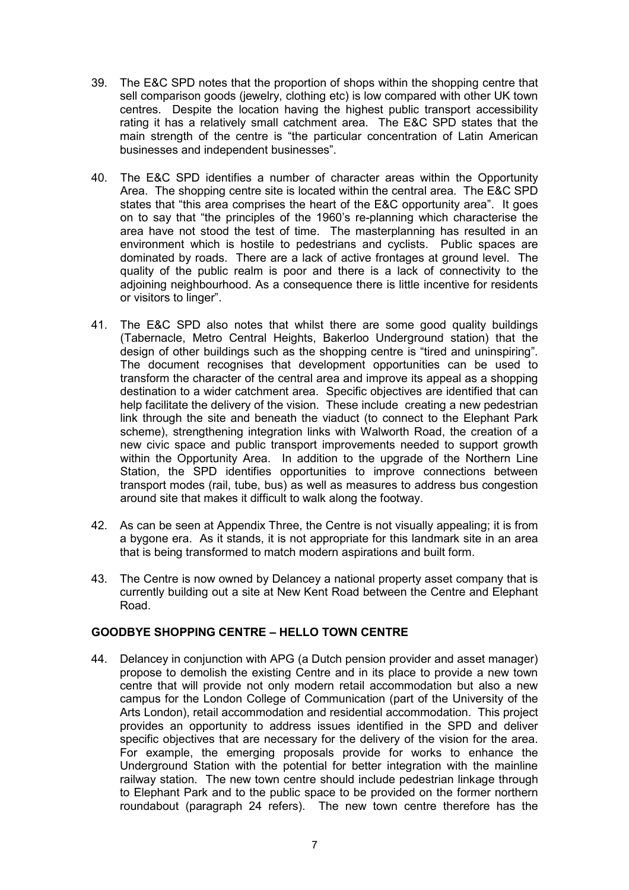39. The E&C SPD notes that the proportion of shops within the shopping centre that sell comparison goods (jewelry, clothing etc) is low compared with other UK town centres. Despite the location having the highest public transport accessibility rating it has a relatively small catchment area. The E&C SPD states that the main strength of the centre is "the particular concentration of Latin American businesses and independent businesses".

40. The E&C SPD identifies a number of character areas within the Opportunity Area. The shopping centre site is located within the central area. The E&C SPD states that "this area comprises the heart of the E&C opportunity area". It goes on to say that "the principles of the 1960's re-planning which characterise the area have not stood the test of time. The masterplanning has resulted in an environment which is hostile to pedestrians and cyclists. Public spaces are dominated by roads. There are a lack of active frontages at ground level. The quality of the public realm is poor and there is a lack of connectivity to the adjoining neighbourhood. As a consequence there is little incentive for residents or visitors to linger".

41. The E&C SPD also notes that whilst there are some good quality buildings (Tabernacle, Metro Central Heights, Bakerloo Underground station) that the design of other buildings such as the shopping centre is "tired and uninspiring". The document recognises that development opportunities can be used to transform the character of the central area and improve its appeal as a shopping destination to a wider catchment area. Specific objectives are identified that can help facilitate the delivery of the vision. These include creating a new pedestrian link through the site and beneath the viaduct (to connect to the Elephant Park scheme), strengthening integration links with Walworth Road, the creation of a new civic space and public transport improvements needed to support growth within the Opportunity Area. In addition to the upgrade of the Northern Line Station, the SPD identifies opportunities to improve connections between transport modes (rail, tube, bus) as well as measures to address bus congestion around site that makes it difficult to walk along the footway.

42. As can be seen at Appendix Three, the Centre is not visually appealing; it is from a bygone era. As it stands, it is not appropriate for this landmark site in an area that is being transformed to match modern aspirations and built form.

43. The Centre is now owned by Delancey a national property asset company that is currently building out a site at New Kent Road between the Centre and Elephant Road.

## GOODBYE SHOPPING CENTRE – HELLO TOWN CENTRE

44. Delancey in conjunction with APG (a Dutch pension provider and asset manager) propose to demolish the existing Centre and in its place to provide a new town centre that will provide not only modern retail accommodation but also a new campus for the London College of Communication (part of the University of the Arts London), retail accommodation and residential accommodation. This project provides an opportunity to address issues identified in the SPD and deliver specific objectives that are necessary for the delivery of the vision for the area. For example, the emerging proposals provide for works to enhance the Underground Station with the potential for better integration with the mainline railway station. The new town centre should include pedestrian linkage through to Elephant Park and to the public space to be provided on the former northern roundabout (paragraph 24 refers). The new town centre therefore has the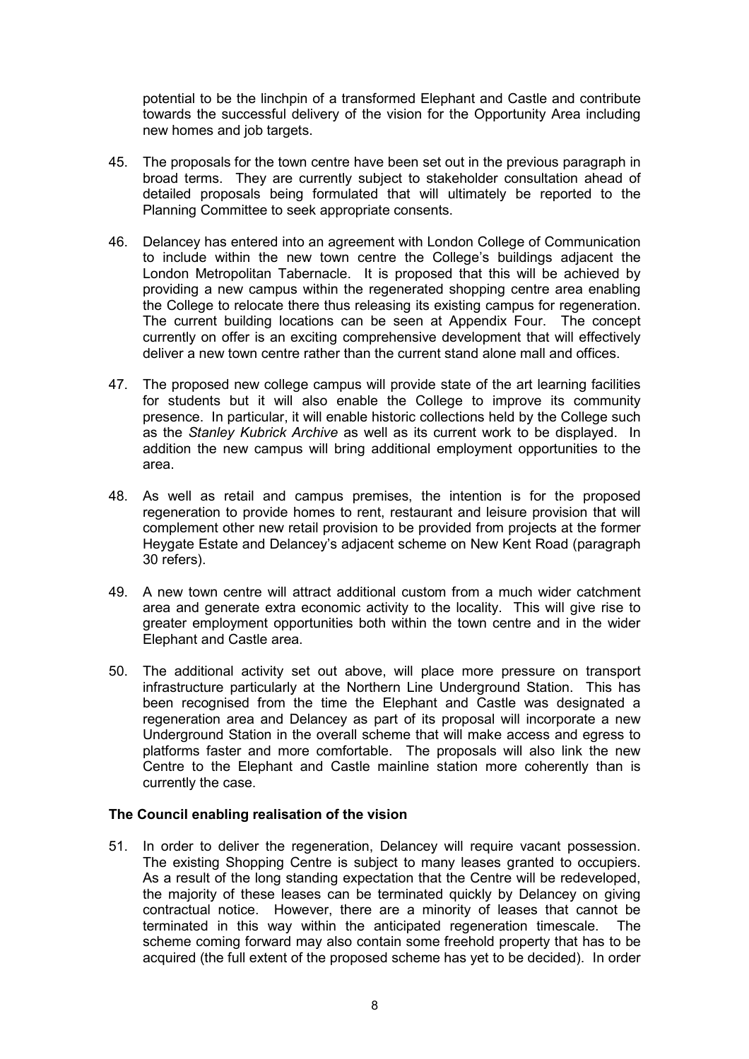potential to be the linchpin of a transformed Elephant and Castle and contribute towards the successful delivery of the vision for the Opportunity Area including new homes and job targets.

45. The proposals for the town centre have been set out in the previous paragraph in broad terms. They are currently subject to stakeholder consultation ahead of detailed proposals being formulated that will ultimately be reported to the Planning Committee to seek appropriate consents.

46. Delancey has entered into an agreement with London College of Communication to include within the new town centre the College's buildings adjacent the London Metropolitan Tabernacle. It is proposed that this will be achieved by providing a new campus within the regenerated shopping centre area enabling the College to relocate there thus releasing its existing campus for regeneration. The current building locations can be seen at Appendix Four. The concept currently on offer is an exciting comprehensive development that will effectively deliver a new town centre rather than the current stand alone mall and offices.

47. The proposed new college campus will provide state of the art learning facilities for students but it will also enable the College to improve its community presence. In particular, it will enable historic collections held by the College such as the *Stanley Kubrick Archive* as well as its current work to be displayed. In addition the new campus will bring additional employment opportunities to the area.

48. As well as retail and campus premises, the intention is for the proposed regeneration to provide homes to rent, restaurant and leisure provision that will complement other new retail provision to be provided from projects at the former Heygate Estate and Delancey's adjacent scheme on New Kent Road (paragraph 30 refers).

49. A new town centre will attract additional custom from a much wider catchment area and generate extra economic activity to the locality. This will give rise to greater employment opportunities both within the town centre and in the wider Elephant and Castle area.

50. The additional activity set out above, will place more pressure on transport infrastructure particularly at the Northern Line Underground Station. This has been recognised from the time the Elephant and Castle was designated a regeneration area and Delancey as part of its proposal will incorporate a new Underground Station in the overall scheme that will make access and egress to platforms faster and more comfortable. The proposals will also link the new Centre to the Elephant and Castle mainline station more coherently than is currently the case.

**The Council enabling realisation of the vision**

51. In order to deliver the regeneration, Delancey will require vacant possession. The existing Shopping Centre is subject to many leases granted to occupiers. As a result of the long standing expectation that the Centre will be redeveloped, the majority of these leases can be terminated quickly by Delancey on giving contractual notice. However, there are a minority of leases that cannot be terminated in this way within the anticipated regeneration timescale. The scheme coming forward may also contain some freehold property that has to be acquired (the full extent of the proposed scheme has yet to be decided). In order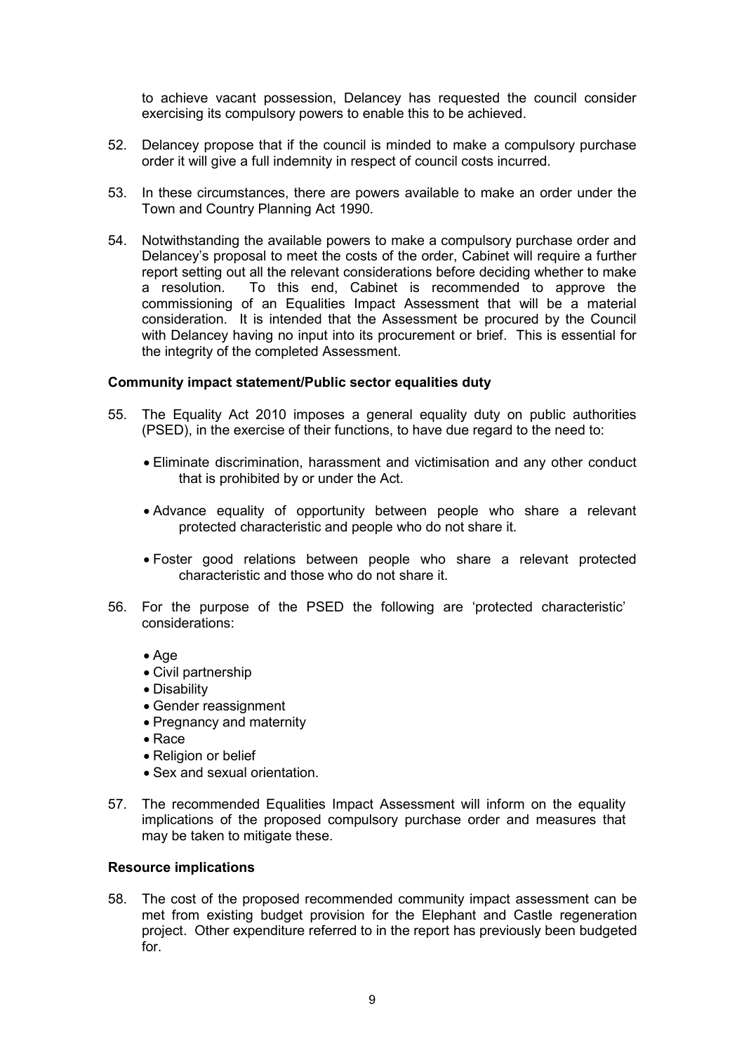to achieve vacant possession, Delancey has requested the council consider exercising its compulsory powers to enable this to be achieved.

52. Delancey propose that if the council is minded to make a compulsory purchase order it will give a full indemnity in respect of council costs incurred.

53. In these circumstances, there are powers available to make an order under the Town and Country Planning Act 1990.

54. Notwithstanding the available powers to make a compulsory purchase order and Delancey's proposal to meet the costs of the order, Cabinet will require a further report setting out all the relevant considerations before deciding whether to make a resolution. To this end, Cabinet is recommended to approve the commissioning of an Equalities Impact Assessment that will be a material consideration. It is intended that the Assessment be procured by the Council with Delancey having no input into its procurement or brief. This is essential for the integrity of the completed Assessment.

**Community impact statement/Public sector equalities duty**

55. The Equality Act 2010 imposes a general equality duty on public authorities (PSED), in the exercise of their functions, to have due regard to the need to:

    - Eliminate discrimination, harassment and victimisation and any other conduct that is prohibited by or under the Act.
    - Advance equality of opportunity between people who share a relevant protected characteristic and people who do not share it.
    - Foster good relations between people who share a relevant protected characteristic and those who do not share it.

56. For the purpose of the PSED the following are 'protected characteristic' considerations:

    - Age
    - Civil partnership
    - Disability
    - Gender reassignment
    - Pregnancy and maternity
    - Race
    - Religion or belief
    - Sex and sexual orientation.

57. The recommended Equalities Impact Assessment will inform on the equality implications of the proposed compulsory purchase order and measures that may be taken to mitigate these.

**Resource implications**

58. The cost of the proposed recommended community impact assessment can be met from existing budget provision for the Elephant and Castle regeneration project. Other expenditure referred to in the report has previously been budgeted for.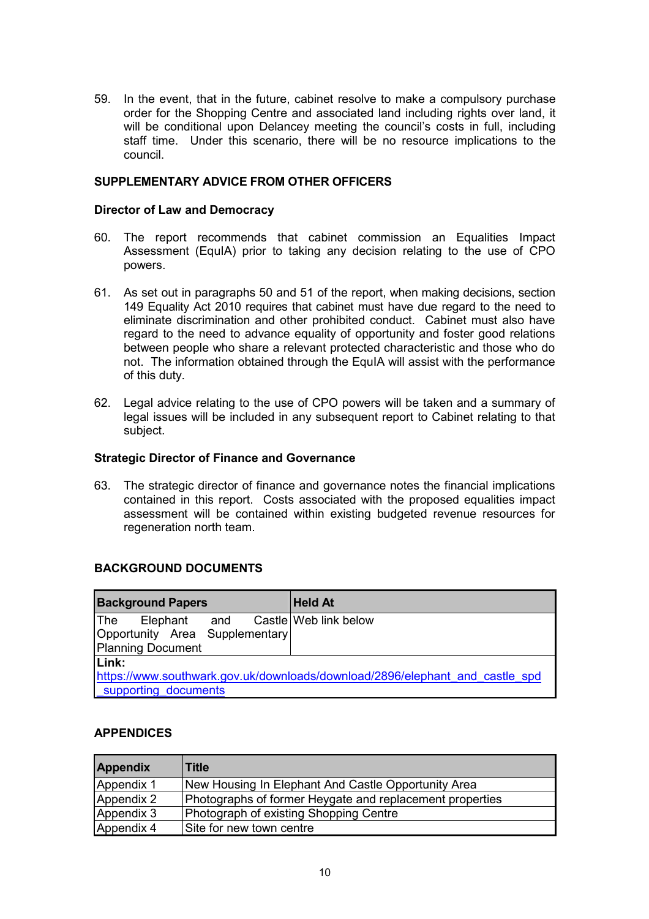59. In the event, that in the future, cabinet resolve to make a compulsory purchase order for the Shopping Centre and associated land including rights over land, it will be conditional upon Delancey meeting the council's costs in full, including staff time. Under this scenario, there will be no resource implications to the council.

**SUPPLEMENTARY ADVICE FROM OTHER OFFICERS**

**Director of Law and Democracy**

60. The report recommends that cabinet commission an Equalities Impact Assessment (EquIA) prior to taking any decision relating to the use of CPO powers.

61. As set out in paragraphs 50 and 51 of the report, when making decisions, section 149 Equality Act 2010 requires that cabinet must have due regard to the need to eliminate discrimination and other prohibited conduct. Cabinet must also have regard to the need to advance equality of opportunity and foster good relations between people who share a relevant protected characteristic and those who do not. The information obtained through the EquIA will assist with the performance of this duty.

62. Legal advice relating to the use of CPO powers will be taken and a summary of legal issues will be included in any subsequent report to Cabinet relating to that subject.

**Strategic Director of Finance and Governance**

63. The strategic director of finance and governance notes the financial implications contained in this report. Costs associated with the proposed equalities impact assessment will be contained within existing budgeted revenue resources for regeneration north team.

**BACKGROUND DOCUMENTS**

| Background Papers | Held At |
|---|---|
| The Elephant and Castle Opportunity Area Supplementary Planning Document | Web link below |
| **Link:** https://www.southwark.gov.uk/downloads/download/2896/elephant_and_castle_spd_supporting_documents | |

**APPENDICES**

| Appendix | Title |
|---|---|
| Appendix 1 | New Housing In Elephant And Castle Opportunity Area |
| Appendix 2 | Photographs of former Heygate and replacement properties |
| Appendix 3 | Photograph of existing Shopping Centre |
| Appendix 4 | Site for new town centre |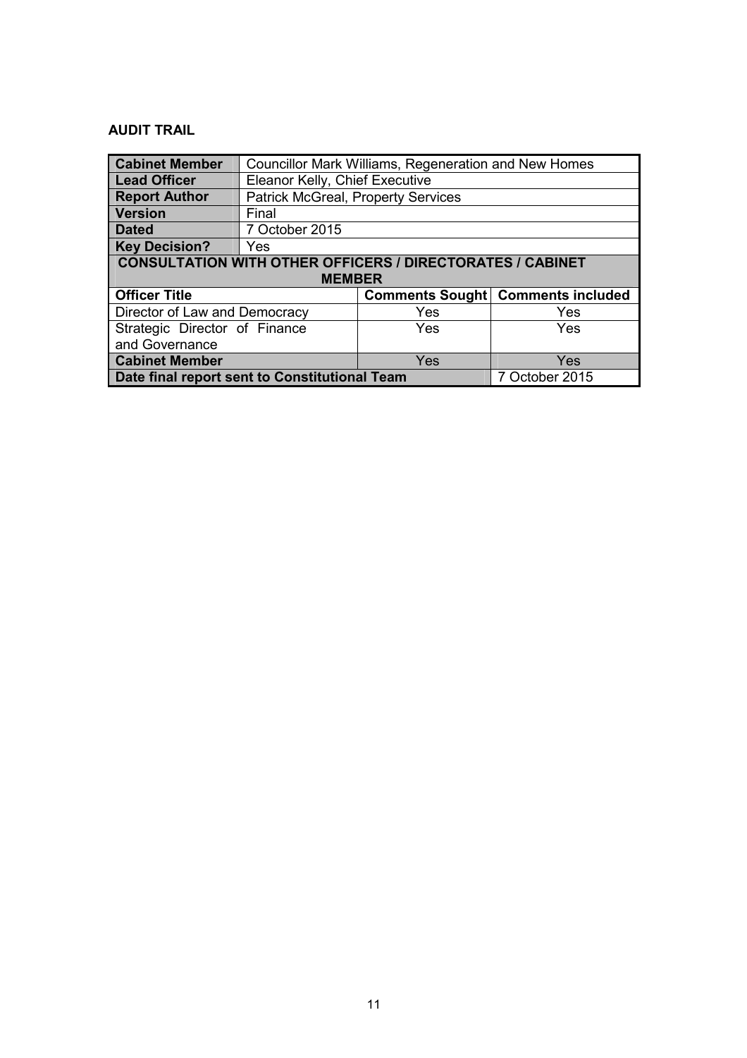**AUDIT TRAIL**

| | | | |
|---|---|---|---|
| **Cabinet Member** | Councillor Mark Williams, Regeneration and New Homes | | |
| **Lead Officer** | Eleanor Kelly, Chief Executive | | |
| **Report Author** | Patrick McGreal, Property Services | | |
| **Version** | Final | | |
| **Dated** | 7 October 2015 | | |
| **Key Decision?** | Yes | | |
| **CONSULTATION WITH OTHER OFFICERS / DIRECTORATES / CABINET MEMBER** | | | |
| **Officer Title** | | **Comments Sought** | **Comments included** |
| Director of Law and Democracy | | Yes | Yes |
| Strategic Director of Finance and Governance | | Yes | Yes |
| **Cabinet Member** | | Yes | Yes |
| **Date final report sent to Constitutional Team** | | | 7 October 2015 |